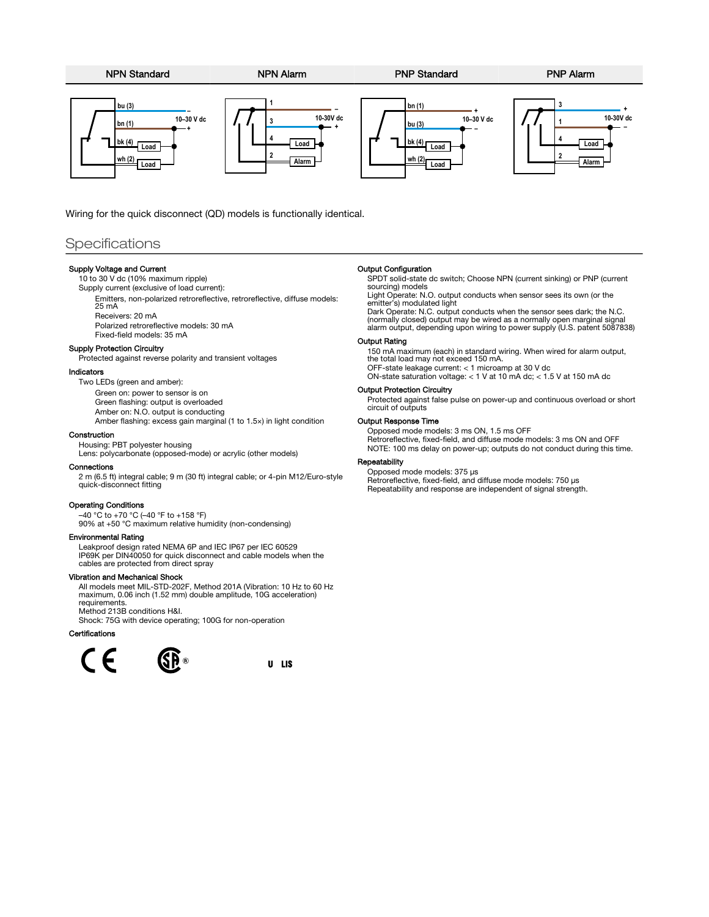| NPN Standard | NPN Alarm | PNP Standard | PNP Alarm |
|---|---|---|---|

bu (3)
–
10–30 V dc
bn (1)
+
bk (4)
Load
wh (2)
Load

1
–
10-30V dc
3
+
4
Load
2
Alarm

bn (1)
+
10–30 V dc
bu (3)
–
bk (4)
Load
wh (2)
Load

3
+
10-30V dc
1
–
4
Load
2
Alarm

Wiring for the quick disconnect (QD) models is functionally identical.

## Specifications

**Supply Voltage and Current**
10 to 30 V dc (10% maximum ripple)
Supply current (exclusive of load current):
- Emitters, non-polarized retroreflective, retroreflective, diffuse models: 25 mA
- Receivers: 20 mA
- Polarized retroreflective models: 30 mA
- Fixed-field models: 35 mA

**Supply Protection Circuitry**
Protected against reverse polarity and transient voltages

**Indicators**
Two LEDs (green and amber):
- Green on: power to sensor is on
- Green flashing: output is overloaded
- Amber on: N.O. output is conducting
- Amber flashing: excess gain marginal (1 to 1.5×) in light condition

**Construction**
Housing: PBT polyester housing
Lens: polycarbonate (opposed-mode) or acrylic (other models)

**Connections**
2 m (6.5 ft) integral cable; 9 m (30 ft) integral cable; or 4-pin M12/Euro-style quick-disconnect fitting

**Operating Conditions**
–40 °C to +70 °C (–40 °F to +158 °F)
90% at +50 °C maximum relative humidity (non-condensing)

**Environmental Rating**
Leakproof design rated NEMA 6P and IEC IP67 per IEC 60529
IP69K per DIN40050 for quick disconnect and cable models when the cables are protected from direct spray

**Vibration and Mechanical Shock**
All models meet MIL-STD-202F, Method 201A (Vibration: 10 Hz to 60 Hz maximum, 0.06 inch (1.52 mm) double amplitude, 10G acceleration) requirements.
Method 213B conditions H&I.
Shock: 75G with device operating; 100G for non-operation

**Certifications**

CE
CSA®
U LIS

**Output Configuration**
SPDT solid-state dc switch; Choose NPN (current sinking) or PNP (current sourcing) models
Light Operate: N.O. output conducts when sensor sees its own (or the emitter's) modulated light
Dark Operate: N.C. output conducts when the sensor sees dark; the N.C. (normally closed) output may be wired as a normally open marginal signal alarm output, depending upon wiring to power supply (U.S. patent 5087838)

**Output Rating**
150 mA maximum (each) in standard wiring. When wired for alarm output, the total load may not exceed 150 mA.
OFF-state leakage current: < 1 microamp at 30 V dc
ON-state saturation voltage: < 1 V at 10 mA dc; < 1.5 V at 150 mA dc

**Output Protection Circuitry**
Protected against false pulse on power-up and continuous overload or short circuit of outputs

**Output Response Time**
Opposed mode models: 3 ms ON, 1.5 ms OFF
Retroreflective, fixed-field, and diffuse mode models: 3 ms ON and OFF
NOTE: 100 ms delay on power-up; outputs do not conduct during this time.

**Repeatability**
Opposed mode models: 375 µs
Retroreflective, fixed-field, and diffuse mode models: 750 µs
Repeatability and response are independent of signal strength.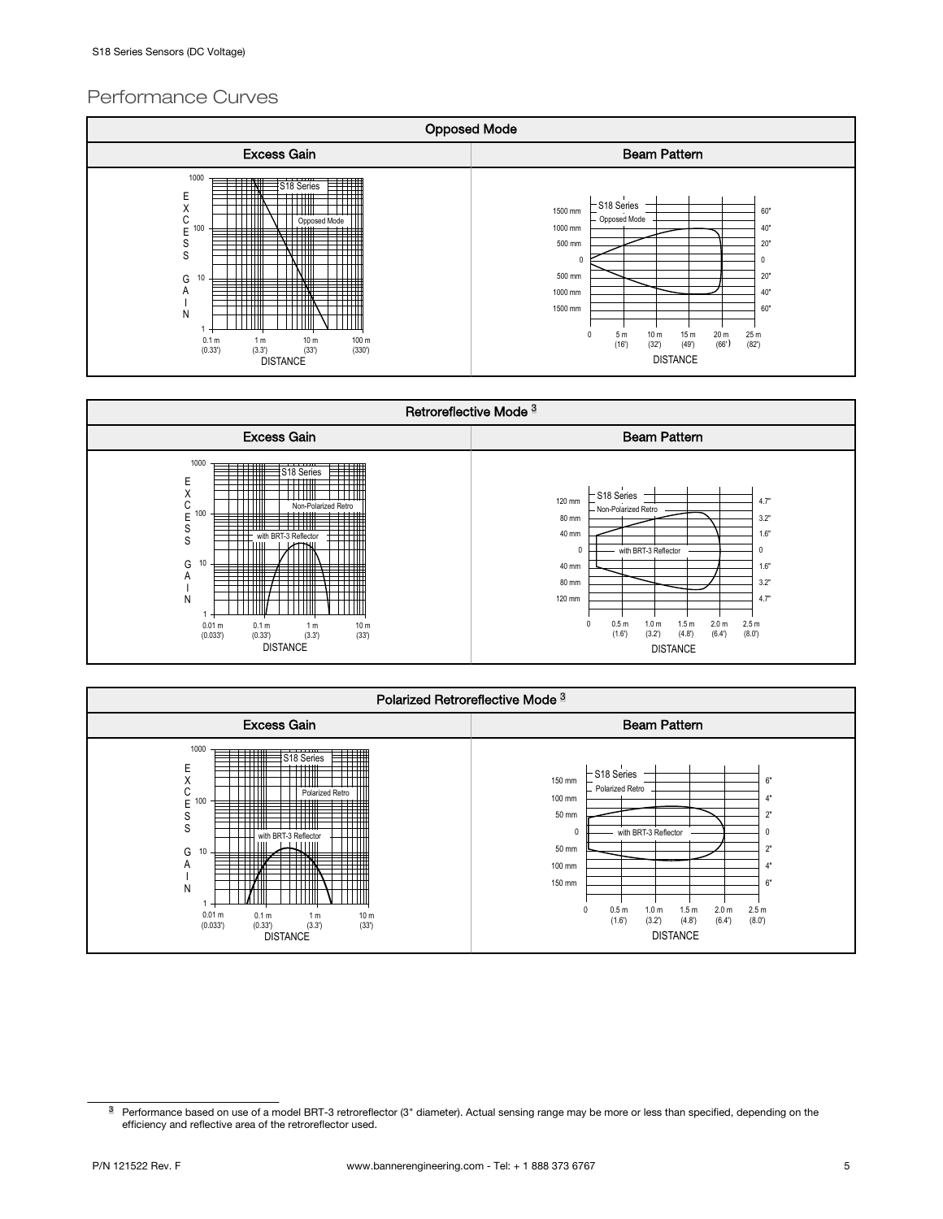## Performance Curves

### Opposed Mode

| Excess Gain | Beam Pattern |
|---|---|
| S18 Series, Opposed Mode. Excess gain (1–1000) vs. distance 0.1 m (0.33') – 100 m (330') | S18 Series, Opposed Mode. Beam width ±1500 mm (±60") vs. distance 0 – 25 m (82') |

### Retroreflective Mode [3]

| Excess Gain | Beam Pattern |
|---|---|
| S18 Series, Non-Polarized Retro, with BRT-3 Reflector. Excess gain (1–1000) vs. distance 0.01 m (0.033') – 10 m (33') | S18 Series, Non-Polarized Retro, with BRT-3 Reflector. Beam width ±120 mm (±4.7") vs. distance 0 – 2.5 m (8.0') |

### Polarized Retroreflective Mode [3]

| Excess Gain | Beam Pattern |
|---|---|
| S18 Series, Polarized Retro, with BRT-3 Reflector. Excess gain (1–1000) vs. distance 0.01 m (0.033') – 10 m (33') | S18 Series, Polarized Retro, with BRT-3 Reflector. Beam width ±150 mm (±6") vs. distance 0 – 2.5 m (8.0') |

[3] Performance based on use of a model BRT-3 retroreflector (3" diameter). Actual sensing range may be more or less than specified, depending on the efficiency and reflective area of the retroreflector used.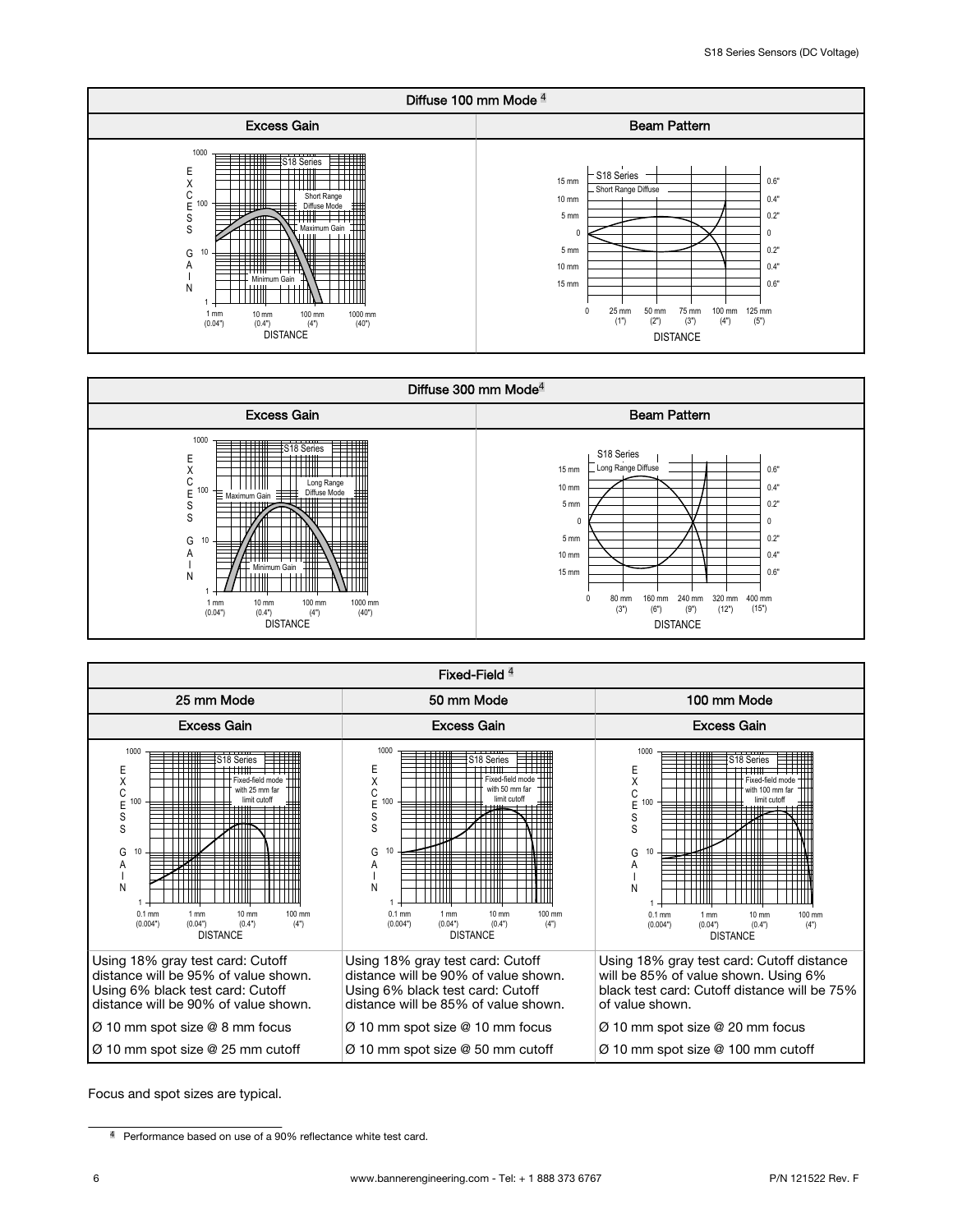| Diffuse 100 mm Mode [4] | |
|---|---|
| Excess Gain | Beam Pattern |
| | |

| Diffuse 300 mm Mode [4] | |
|---|---|
| Excess Gain | Beam Pattern |
| | |

| Fixed-Field [4] | | |
|---|---|---|
| 25 mm Mode | 50 mm Mode | 100 mm Mode |
| Excess Gain | Excess Gain | Excess Gain |
| | | |
| Using 18% gray test card: Cutoff distance will be 95% of value shown. Using 6% black test card: Cutoff distance will be 90% of value shown. | Using 18% gray test card: Cutoff distance will be 90% of value shown. Using 6% black test card: Cutoff distance will be 85% of value shown. | Using 18% gray test card: Cutoff distance will be 85% of value shown. Using 6% black test card: Cutoff distance will be 75% of value shown. |
| Ø 10 mm spot size @ 8 mm focus | Ø 10 mm spot size @ 10 mm focus | Ø 10 mm spot size @ 20 mm focus |
| Ø 10 mm spot size @ 25 mm cutoff | Ø 10 mm spot size @ 50 mm cutoff | Ø 10 mm spot size @ 100 mm cutoff |

Focus and spot sizes are typical.

[4] Performance based on use of a 90% reflectance white test card.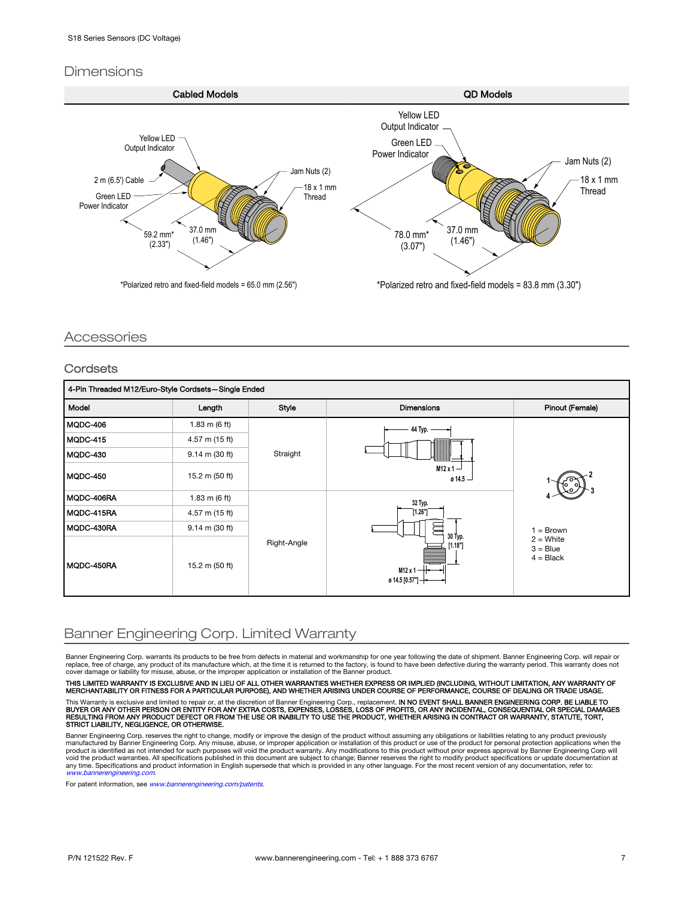## Dimensions

| Cabled Models | QD Models |
|---|---|
| Yellow LED Output Indicator; 2 m (6.5') Cable; Green LED Power Indicator; Jam Nuts (2); 18 x 1 mm Thread; 59.2 mm* (2.33"); 37.0 mm (1.46") | Yellow LED Output Indicator; Green LED Power Indicator; Jam Nuts (2); 18 x 1 mm Thread; 78.0 mm* (3.07"); 37.0 mm (1.46") |
| *Polarized retro and fixed-field models = 65.0 mm (2.56") | *Polarized retro and fixed-field models = 83.8 mm (3.30") |

## Accessories

### Cordsets

**4-Pin Threaded M12/Euro-Style Cordsets—Single Ended**

| Model | Length | Style | Dimensions | Pinout (Female) |
|---|---|---|---|---|
| MQDC-406 | 1.83 m (6 ft) | Straight | 44 Typ.; M12 x 1; ø 14.5 | 1 = Brown; 2 = White; 3 = Blue; 4 = Black |
| MQDC-415 | 4.57 m (15 ft) | | | |
| MQDC-430 | 9.14 m (30 ft) | | | |
| MQDC-450 | 15.2 m (50 ft) | | | |
| MQDC-406RA | 1.83 m (6 ft) | Right-Angle | 32 Typ. [1.26"]; 30 Typ. [1.18"]; M12 x 1; ø 14.5 [0.57"] | |
| MQDC-415RA | 4.57 m (15 ft) | | | |
| MQDC-430RA | 9.14 m (30 ft) | | | |
| MQDC-450RA | 15.2 m (50 ft) | | | |

## Banner Engineering Corp. Limited Warranty

Banner Engineering Corp. warrants its products to be free from defects in material and workmanship for one year following the date of shipment. Banner Engineering Corp. will repair or replace, free of charge, any product of its manufacture which, at the time it is returned to the factory, is found to have been defective during the warranty period. This warranty does not cover damage or liability for misuse, abuse, or the improper application or installation of the Banner product.

**THIS LIMITED WARRANTY IS EXCLUSIVE AND IN LIEU OF ALL OTHER WARRANTIES WHETHER EXPRESS OR IMPLIED (INCLUDING, WITHOUT LIMITATION, ANY WARRANTY OF MERCHANTABILITY OR FITNESS FOR A PARTICULAR PURPOSE), AND WHETHER ARISING UNDER COURSE OF PERFORMANCE, COURSE OF DEALING OR TRADE USAGE.**

This Warranty is exclusive and limited to repair or, at the discretion of Banner Engineering Corp., replacement. **IN NO EVENT SHALL BANNER ENGINEERING CORP. BE LIABLE TO BUYER OR ANY OTHER PERSON OR ENTITY FOR ANY EXTRA COSTS, EXPENSES, LOSSES, LOSS OF PROFITS, OR ANY INCIDENTAL, CONSEQUENTIAL OR SPECIAL DAMAGES RESULTING FROM ANY PRODUCT DEFECT OR FROM THE USE OR INABILITY TO USE THE PRODUCT, WHETHER ARISING IN CONTRACT OR WARRANTY, STATUTE, TORT, STRICT LIABILITY, NEGLIGENCE, OR OTHERWISE.**

Banner Engineering Corp. reserves the right to change, modify or improve the design of the product without assuming any obligations or liabilities relating to any product previously manufactured by Banner Engineering Corp. Any misuse, abuse, or improper application or installation of this product or use of the product for personal protection applications when the product is identified as not intended for such purposes will void the product warranty. Any modifications to this product without prior express approval by Banner Engineering Corp will void the product warranties. All specifications published in this document are subject to change; Banner reserves the right to modify product specifications or update documentation at any time. Specifications and product information in English supersede that which is provided in any other language. For the most recent version of any documentation, refer to: *www.bannerengineering.com*.

For patent information, see *www.bannerengineering.com/patents*.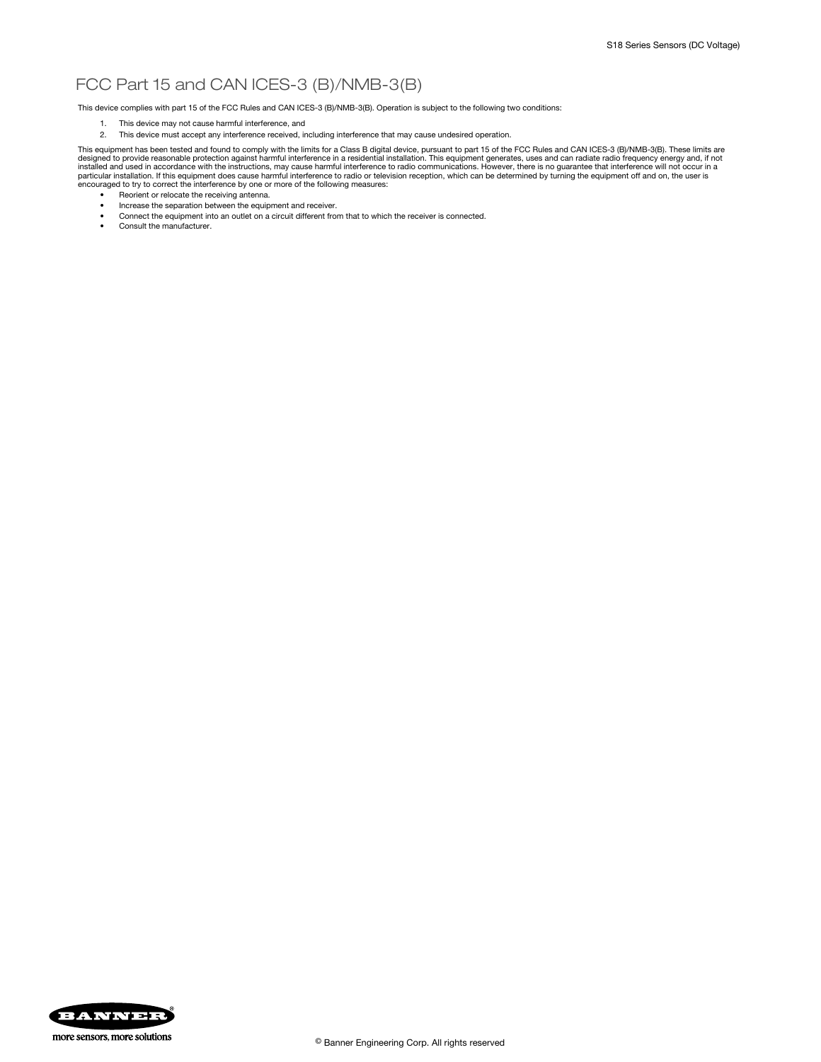## FCC Part 15 and CAN ICES-3 (B)/NMB-3(B)

This device complies with part 15 of the FCC Rules and CAN ICES-3 (B)/NMB-3(B). Operation is subject to the following two conditions:

1. This device may not cause harmful interference, and
2. This device must accept any interference received, including interference that may cause undesired operation.

This equipment has been tested and found to comply with the limits for a Class B digital device, pursuant to part 15 of the FCC Rules and CAN ICES-3 (B)/NMB-3(B). These limits are designed to provide reasonable protection against harmful interference in a residential installation. This equipment generates, uses and can radiate radio frequency energy and, if not installed and used in accordance with the instructions, may cause harmful interference to radio communications. However, there is no guarantee that interference will not occur in a particular installation. If this equipment does cause harmful interference to radio or television reception, which can be determined by turning the equipment off and on, the user is encouraged to try to correct the interference by one or more of the following measures:

- Reorient or relocate the receiving antenna.
- Increase the separation between the equipment and receiver.
- Connect the equipment into an outlet on a circuit different from that to which the receiver is connected.
- Consult the manufacturer.